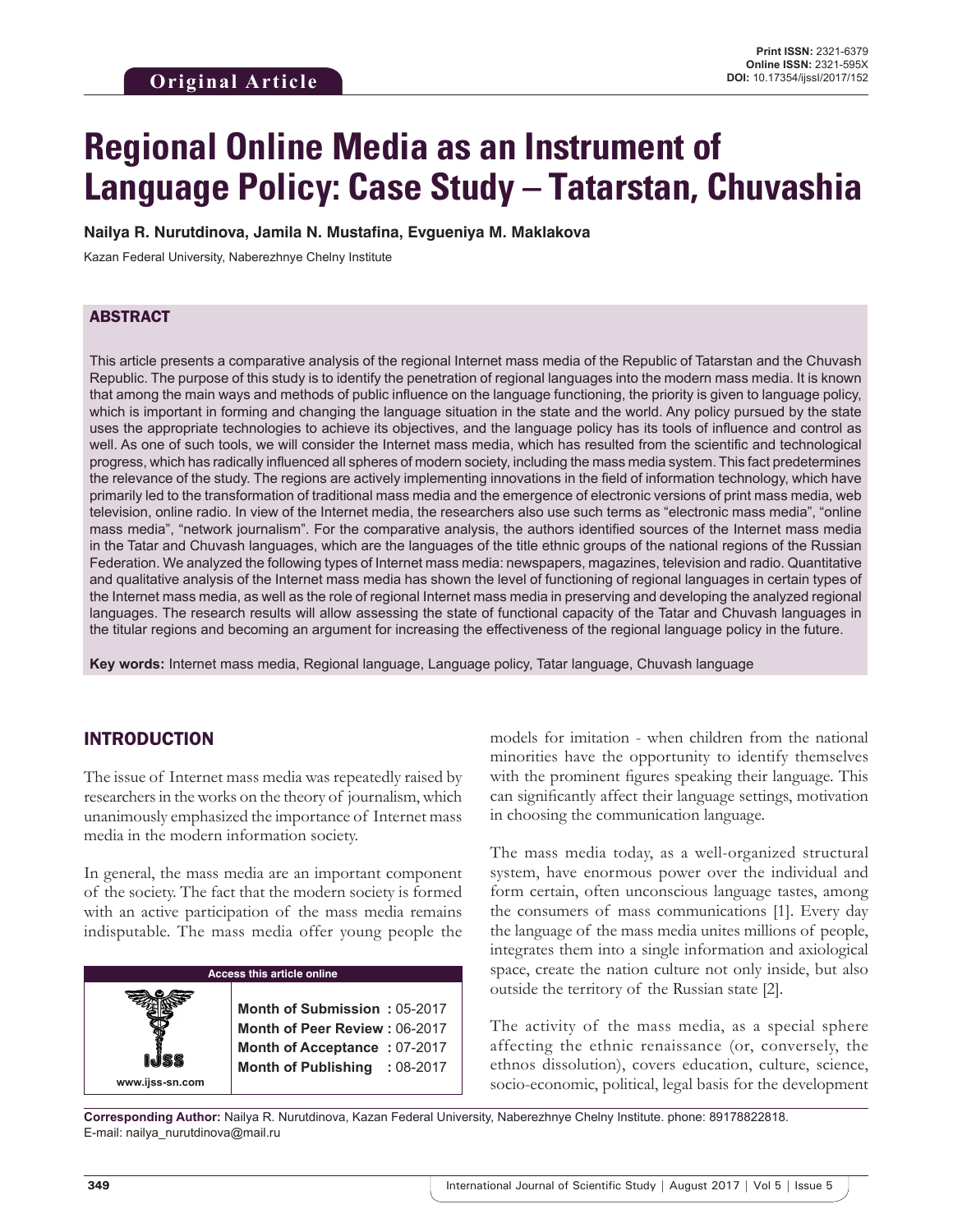Original Article

**Print ISSN:** 2321-6379
**Online ISSN:** 2321-595X
**DOI:** 10.17354/ijssI/2017/152

# Regional Online Media as an Instrument of Language Policy: Case Study – Tatarstan, Chuvashia

**Nailya R. Nurutdinova, Jamila N. Mustafina, Evgueniya M. Maklakova**

Kazan Federal University, Naberezhnye Chelny Institute

## ABSTRACT

This article presents a comparative analysis of the regional Internet mass media of the Republic of Tatarstan and the Chuvash Republic. The purpose of this study is to identify the penetration of regional languages into the modern mass media. It is known that among the main ways and methods of public influence on the language functioning, the priority is given to language policy, which is important in forming and changing the language situation in the state and the world. Any policy pursued by the state uses the appropriate technologies to achieve its objectives, and the language policy has its tools of influence and control as well. As one of such tools, we will consider the Internet mass media, which has resulted from the scientific and technological progress, which has radically influenced all spheres of modern society, including the mass media system. This fact predetermines the relevance of the study. The regions are actively implementing innovations in the field of information technology, which have primarily led to the transformation of traditional mass media and the emergence of electronic versions of print mass media, web television, online radio. In view of the Internet media, the researchers also use such terms as "electronic mass media", "online mass media", "network journalism". For the comparative analysis, the authors identified sources of the Internet mass media in the Tatar and Chuvash languages, which are the languages of the title ethnic groups of the national regions of the Russian Federation. We analyzed the following types of Internet mass media: newspapers, magazines, television and radio. Quantitative and qualitative analysis of the Internet mass media has shown the level of functioning of regional languages in certain types of the Internet mass media, as well as the role of regional Internet mass media in preserving and developing the analyzed regional languages. The research results will allow assessing the state of functional capacity of the Tatar and Chuvash languages in the titular regions and becoming an argument for increasing the effectiveness of the regional language policy in the future.

**Key words:** Internet mass media, Regional language, Language policy, Tatar language, Chuvash language

## INTRODUCTION

The issue of Internet mass media was repeatedly raised by researchers in the works on the theory of journalism, which unanimously emphasized the importance of Internet mass media in the modern information society.

In general, the mass media are an important component of the society. The fact that the modern society is formed with an active participation of the mass media remains indisputable. The mass media offer young people the models for imitation - when children from the national minorities have the opportunity to identify themselves with the prominent figures speaking their language. This can significantly affect their language settings, motivation in choosing the communication language.

The mass media today, as a well-organized structural system, have enormous power over the individual and form certain, often unconscious language tastes, among the consumers of mass communications [1]. Every day the language of the mass media unites millions of people, integrates them into a single information and axiological space, create the nation culture not only inside, but also outside the territory of the Russian state [2].

The activity of the mass media, as a special sphere affecting the ethnic renaissance (or, conversely, the ethnos dissolution), covers education, culture, science, socio-economic, political, legal basis for the development

| Access this article online | |
|---|---|
| www.ijss-sn.com | **Month of Submission :** 05-2017<br>**Month of Peer Review :** 06-2017<br>**Month of Acceptance :** 07-2017<br>**Month of Publishing :** 08-2017 |

**Corresponding Author:** Nailya R. Nurutdinova, Kazan Federal University, Naberezhnye Chelny Institute. phone: 89178822818. E-mail: nailya_nurutdinova@mail.ru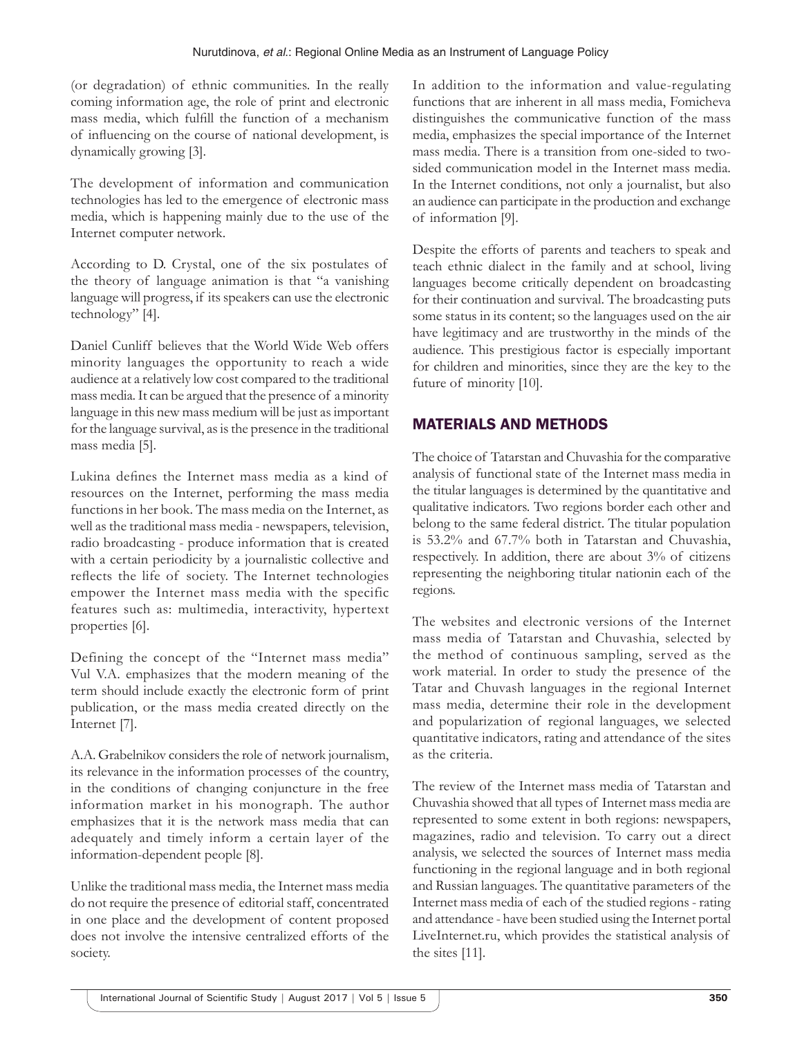(or degradation) of ethnic communities. In the really coming information age, the role of print and electronic mass media, which fulfill the function of a mechanism of influencing on the course of national development, is dynamically growing [3].

The development of information and communication technologies has led to the emergence of electronic mass media, which is happening mainly due to the use of the Internet computer network.

According to D. Crystal, one of the six postulates of the theory of language animation is that "a vanishing language will progress, if its speakers can use the electronic technology" [4].

Daniel Cunliff believes that the World Wide Web offers minority languages the opportunity to reach a wide audience at a relatively low cost compared to the traditional mass media. It can be argued that the presence of a minority language in this new mass medium will be just as important for the language survival, as is the presence in the traditional mass media [5].

Lukina defines the Internet mass media as a kind of resources on the Internet, performing the mass media functions in her book. The mass media on the Internet, as well as the traditional mass media - newspapers, television, radio broadcasting - produce information that is created with a certain periodicity by a journalistic collective and reflects the life of society. The Internet technologies empower the Internet mass media with the specific features such as: multimedia, interactivity, hypertext properties [6].

Defining the concept of the "Internet mass media" Vul V.A. emphasizes that the modern meaning of the term should include exactly the electronic form of print publication, or the mass media created directly on the Internet [7].

A.A. Grabelnikov considers the role of network journalism, its relevance in the information processes of the country, in the conditions of changing conjuncture in the free information market in his monograph. The author emphasizes that it is the network mass media that can adequately and timely inform a certain layer of the information-dependent people [8].

Unlike the traditional mass media, the Internet mass media do not require the presence of editorial staff, concentrated in one place and the development of content proposed does not involve the intensive centralized efforts of the society.

In addition to the information and value-regulating functions that are inherent in all mass media, Fomicheva distinguishes the communicative function of the mass media, emphasizes the special importance of the Internet mass media. There is a transition from one-sided to two-sided communication model in the Internet mass media. In the Internet conditions, not only a journalist, but also an audience can participate in the production and exchange of information [9].

Despite the efforts of parents and teachers to speak and teach ethnic dialect in the family and at school, living languages become critically dependent on broadcasting for their continuation and survival. The broadcasting puts some status in its content; so the languages used on the air have legitimacy and are trustworthy in the minds of the audience. This prestigious factor is especially important for children and minorities, since they are the key to the future of minority [10].

## MATERIALS AND METHODS

The choice of Tatarstan and Chuvashia for the comparative analysis of functional state of the Internet mass media in the titular languages is determined by the quantitative and qualitative indicators. Two regions border each other and belong to the same federal district. The titular population is 53.2% and 67.7% both in Tatarstan and Chuvashia, respectively. In addition, there are about 3% of citizens representing the neighboring titular nationin each of the regions.

The websites and electronic versions of the Internet mass media of Tatarstan and Chuvashia, selected by the method of continuous sampling, served as the work material. In order to study the presence of the Tatar and Chuvash languages in the regional Internet mass media, determine their role in the development and popularization of regional languages, we selected quantitative indicators, rating and attendance of the sites as the criteria.

The review of the Internet mass media of Tatarstan and Chuvashia showed that all types of Internet mass media are represented to some extent in both regions: newspapers, magazines, radio and television. To carry out a direct analysis, we selected the sources of Internet mass media functioning in the regional language and in both regional and Russian languages. The quantitative parameters of the Internet mass media of each of the studied regions - rating and attendance - have been studied using the Internet portal LiveInternet.ru, which provides the statistical analysis of the sites [11].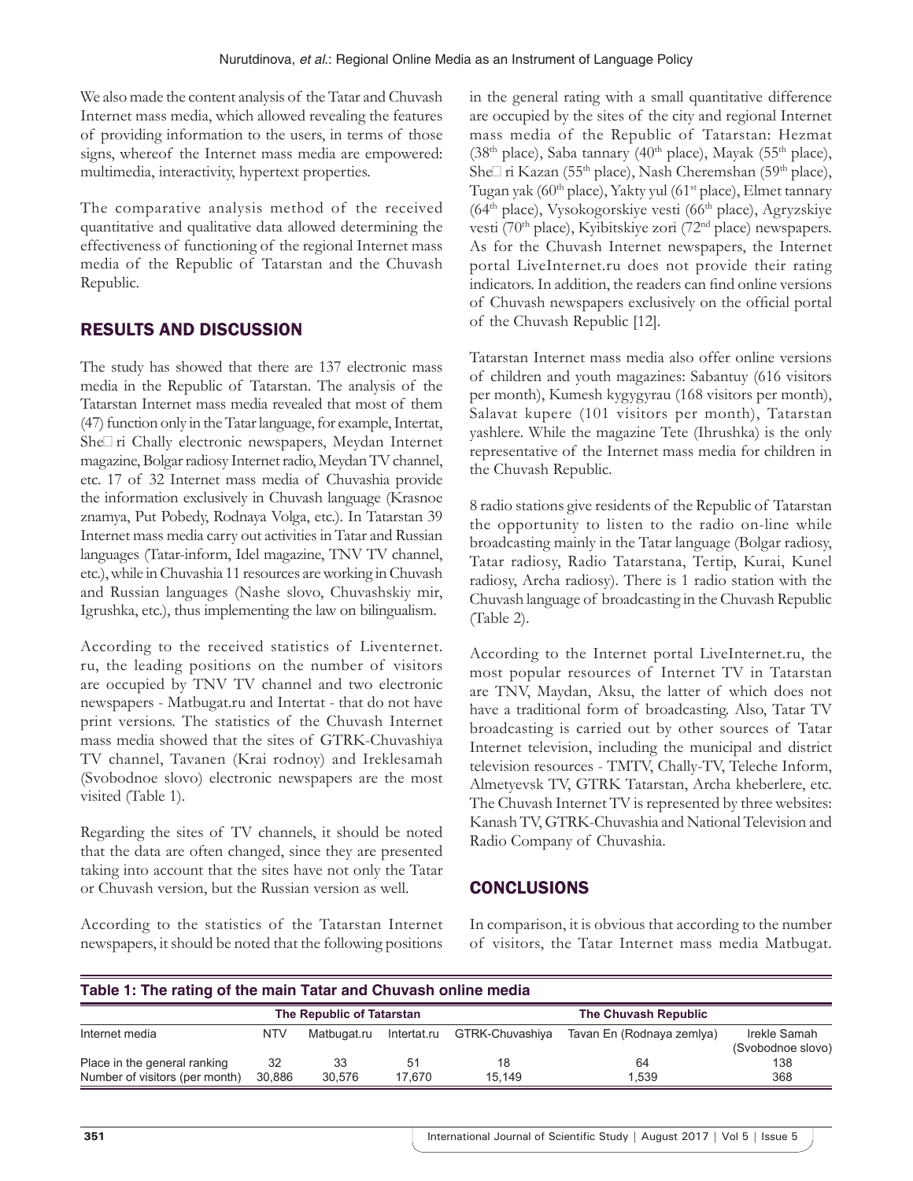We also made the content analysis of the Tatar and Chuvash Internet mass media, which allowed revealing the features of providing information to the users, in terms of those signs, whereof the Internet mass media are empowered: multimedia, interactivity, hypertext properties.

The comparative analysis method of the received quantitative and qualitative data allowed determining the effectiveness of functioning of the regional Internet mass media of the Republic of Tatarstan and the Chuvash Republic.

## RESULTS AND DISCUSSION

The study has showed that there are 137 electronic mass media in the Republic of Tatarstan. The analysis of the Tatarstan Internet mass media revealed that most of them (47) function only in the Tatar language, for example, Intertat, She□ri Chally electronic newspapers, Meydan Internet magazine, Bolgar radiosy Internet radio, Meydan TV channel, etc. 17 of 32 Internet mass media of Chuvashia provide the information exclusively in Chuvash language (Krasnoe znamya, Put Pobedy, Rodnaya Volga, etc.). In Tatarstan 39 Internet mass media carry out activities in Tatar and Russian languages (Tatar-inform, Idel magazine, TNV TV channel, etc.), while in Chuvashia 11 resources are working in Chuvash and Russian languages (Nashe slovo, Chuvashskiy mir, Igrushka, etc.), thus implementing the law on bilingualism.

According to the received statistics of Liventernet.ru, the leading positions on the number of visitors are occupied by TNV TV channel and two electronic newspapers - Matbugat.ru and Intertat - that do not have print versions. The statistics of the Chuvash Internet mass media showed that the sites of GTRK-Chuvashiya TV channel, Tavanen (Krai rodnoy) and Ireklesamah (Svobodnoe slovo) electronic newspapers are the most visited (Table 1).

Regarding the sites of TV channels, it should be noted that the data are often changed, since they are presented taking into account that the sites have not only the Tatar or Chuvash version, but the Russian version as well.

According to the statistics of the Tatarstan Internet newspapers, it should be noted that the following positions in the general rating with a small quantitative difference are occupied by the sites of the city and regional Internet mass media of the Republic of Tatarstan: Hezmat (38th place), Saba tannary (40th place), Mayak (55th place), She□ri Kazan (55th place), Nash Cheremshan (59th place), Tugan yak (60th place), Yakty yul (61st place), Elmet tannary (64th place), Vysokogorskiye vesti (66th place), Agryzskiye vesti (70th place), Kyibitskiye zori (72nd place) newspapers. As for the Chuvash Internet newspapers, the Internet portal LiveInternet.ru does not provide their rating indicators. In addition, the readers can find online versions of Chuvash newspapers exclusively on the official portal of the Chuvash Republic [12].

Tatarstan Internet mass media also offer online versions of children and youth magazines: Sabantuy (616 visitors per month), Kumesh kygygyrau (168 visitors per month), Salavat kupere (101 visitors per month), Tatarstan yashlere. While the magazine Tete (Ihrushka) is the only representative of the Internet mass media for children in the Chuvash Republic.

8 radio stations give residents of the Republic of Tatarstan the opportunity to listen to the radio on-line while broadcasting mainly in the Tatar language (Bolgar radiosy, Tatar radiosy, Radio Tatarstana, Tertip, Kurai, Kunel radiosy, Archa radiosy). There is 1 radio station with the Chuvash language of broadcasting in the Chuvash Republic (Table 2).

According to the Internet portal LiveInternet.ru, the most popular resources of Internet TV in Tatarstan are TNV, Maydan, Aksu, the latter of which does not have a traditional form of broadcasting. Also, Tatar TV broadcasting is carried out by other sources of Tatar Internet television, including the municipal and district television resources - TMTV, Chally-TV, Teleche Inform, Almetyevsk TV, GTRK Tatarstan, Archa kheberlere, etc. The Chuvash Internet TV is represented by three websites: Kanash TV, GTRK-Chuvashia and National Television and Radio Company of Chuvashia.

## CONCLUSIONS

In comparison, it is obvious that according to the number of visitors, the Tatar Internet mass media Matbugat.

**Table 1: The rating of the main Tatar and Chuvash online media**

| | The Republic of Tatarstan | | | The Chuvash Republic | | |
|---|---|---|---|---|---|---|
| Internet media | NTV | Matbugat.ru | Intertat.ru | GTRK-Chuvashiya | Tavan En (Rodnaya zemlya) | Irekle Samah (Svobodnoe slovo) |
| Place in the general ranking | 32 | 33 | 51 | 18 | 64 | 138 |
| Number of visitors (per month) | 30,886 | 30,576 | 17,670 | 15,149 | 1,539 | 368 |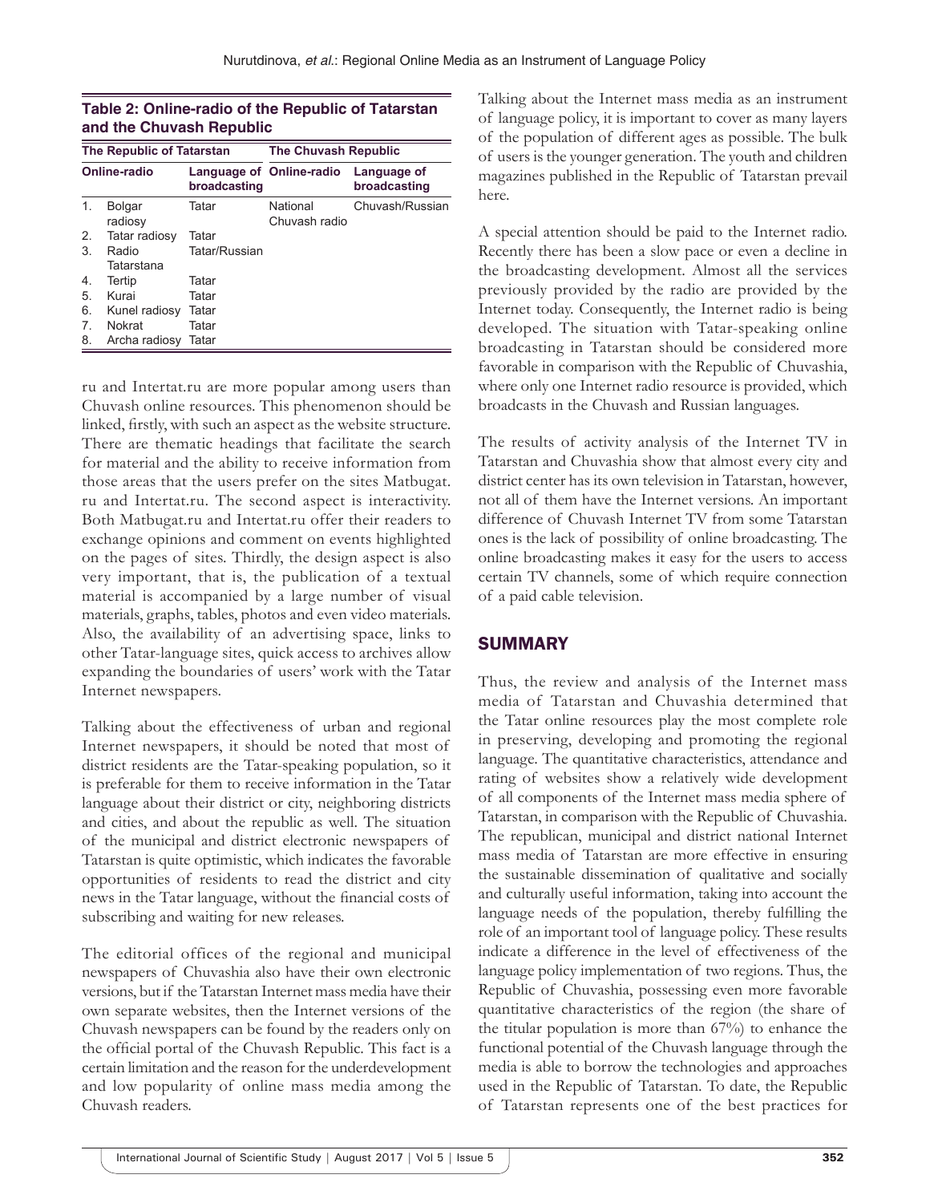**Table 2: Online-radio of the Republic of Tatarstan and the Chuvash Republic**

| The Republic of Tatarstan | | | The Chuvash Republic | |
|---|---|---|---|---|
| Online-radio | | Language of broadcasting | Online-radio | Language of broadcasting |
| 1. | Bolgar radiosy | Tatar | National Chuvash radio | Chuvash/Russian |
| 2. | Tatar radiosy | Tatar | | |
| 3. | Radio Tatarstana | Tatar/Russian | | |
| 4. | Tertip | Tatar | | |
| 5. | Kurai | Tatar | | |
| 6. | Kunel radiosy | Tatar | | |
| 7. | Nokrat | Tatar | | |
| 8. | Archa radiosy | Tatar | | |

ru and Intertat.ru are more popular among users than Chuvash online resources. This phenomenon should be linked, firstly, with such an aspect as the website structure. There are thematic headings that facilitate the search for material and the ability to receive information from those areas that the users prefer on the sites Matbugat.ru and Intertat.ru. The second aspect is interactivity. Both Matbugat.ru and Intertat.ru offer their readers to exchange opinions and comment on events highlighted on the pages of sites. Thirdly, the design aspect is also very important, that is, the publication of a textual material is accompanied by a large number of visual materials, graphs, tables, photos and even video materials. Also, the availability of an advertising space, links to other Tatar-language sites, quick access to archives allow expanding the boundaries of users' work with the Tatar Internet newspapers.

Talking about the effectiveness of urban and regional Internet newspapers, it should be noted that most of district residents are the Tatar-speaking population, so it is preferable for them to receive information in the Tatar language about their district or city, neighboring districts and cities, and about the republic as well. The situation of the municipal and district electronic newspapers of Tatarstan is quite optimistic, which indicates the favorable opportunities of residents to read the district and city news in the Tatar language, without the financial costs of subscribing and waiting for new releases.

The editorial offices of the regional and municipal newspapers of Chuvashia also have their own electronic versions, but if the Tatarstan Internet mass media have their own separate websites, then the Internet versions of the Chuvash newspapers can be found by the readers only on the official portal of the Chuvash Republic. This fact is a certain limitation and the reason for the underdevelopment and low popularity of online mass media among the Chuvash readers.

Talking about the Internet mass media as an instrument of language policy, it is important to cover as many layers of the population of different ages as possible. The bulk of users is the younger generation. The youth and children magazines published in the Republic of Tatarstan prevail here.

A special attention should be paid to the Internet radio. Recently there has been a slow pace or even a decline in the broadcasting development. Almost all the services previously provided by the radio are provided by the Internet today. Consequently, the Internet radio is being developed. The situation with Tatar-speaking online broadcasting in Tatarstan should be considered more favorable in comparison with the Republic of Chuvashia, where only one Internet radio resource is provided, which broadcasts in the Chuvash and Russian languages.

The results of activity analysis of the Internet TV in Tatarstan and Chuvashia show that almost every city and district center has its own television in Tatarstan, however, not all of them have the Internet versions. An important difference of Chuvash Internet TV from some Tatarstan ones is the lack of possibility of online broadcasting. The online broadcasting makes it easy for the users to access certain TV channels, some of which require connection of a paid cable television.

## SUMMARY

Thus, the review and analysis of the Internet mass media of Tatarstan and Chuvashia determined that the Tatar online resources play the most complete role in preserving, developing and promoting the regional language. The quantitative characteristics, attendance and rating of websites show a relatively wide development of all components of the Internet mass media sphere of Tatarstan, in comparison with the Republic of Chuvashia. The republican, municipal and district national Internet mass media of Tatarstan are more effective in ensuring the sustainable dissemination of qualitative and socially and culturally useful information, taking into account the language needs of the population, thereby fulfilling the role of an important tool of language policy. These results indicate a difference in the level of effectiveness of the language policy implementation of two regions. Thus, the Republic of Chuvashia, possessing even more favorable quantitative characteristics of the region (the share of the titular population is more than 67%) to enhance the functional potential of the Chuvash language through the media is able to borrow the technologies and approaches used in the Republic of Tatarstan. To date, the Republic of Tatarstan represents one of the best practices for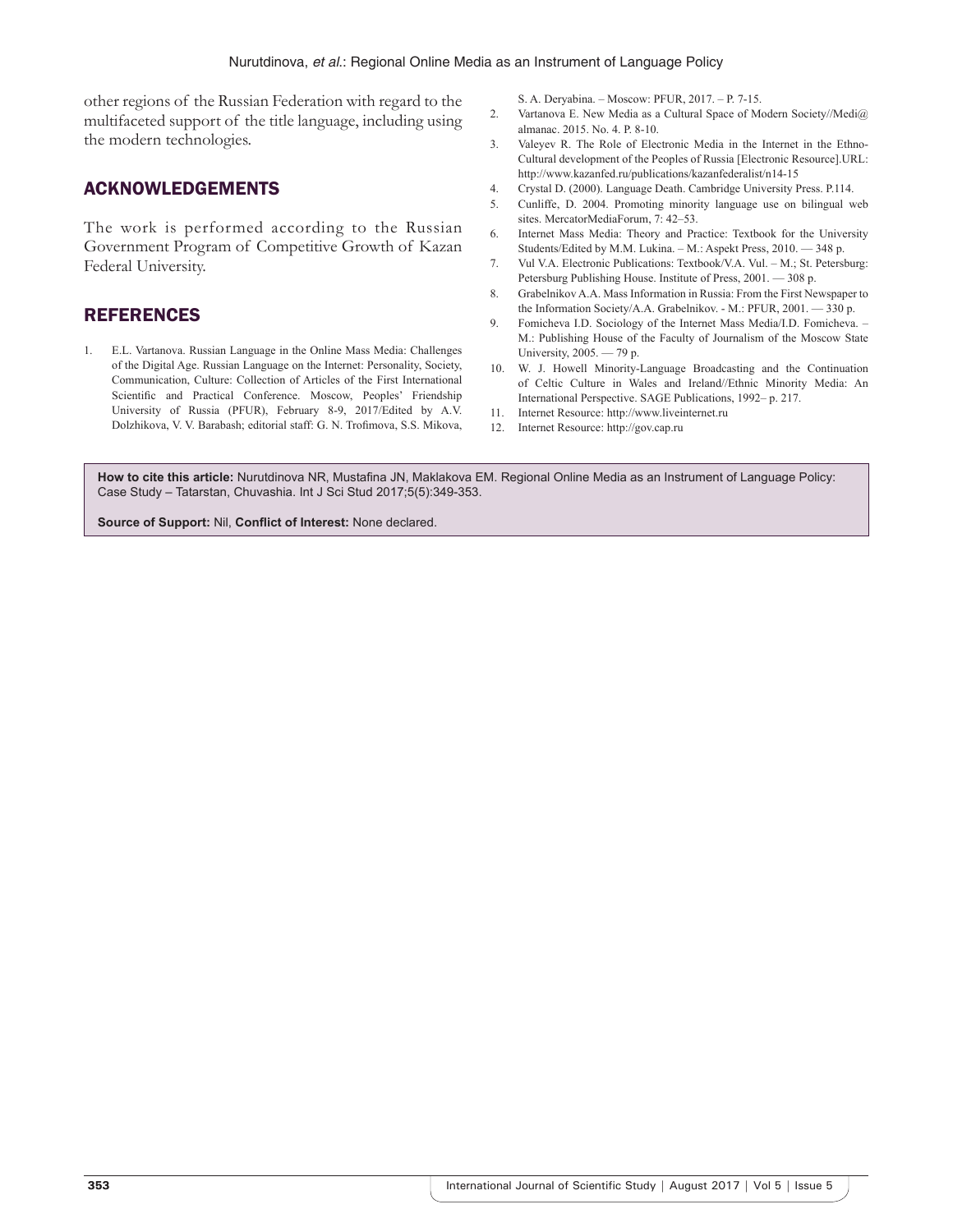other regions of the Russian Federation with regard to the multifaceted support of the title language, including using the modern technologies.

## ACKNOWLEDGEMENTS

The work is performed according to the Russian Government Program of Competitive Growth of Kazan Federal University.

## REFERENCES

1. E.L. Vartanova. Russian Language in the Online Mass Media: Challenges of the Digital Age. Russian Language on the Internet: Personality, Society, Communication, Culture: Collection of Articles of the First International Scientific and Practical Conference. Moscow, Peoples' Friendship University of Russia (PFUR), February 8-9, 2017/Edited by A.V. Dolzhikova, V. V. Barabash; editorial staff: G. N. Trofimova, S.S. Mikova, S. A. Deryabina. – Moscow: PFUR, 2017. – P. 7-15.
2. Vartanova E. New Media as a Cultural Space of Modern Society//Medi@almanac. 2015. No. 4. P. 8-10.
3. Valeyev R. The Role of Electronic Media in the Internet in the Ethno-Cultural development of the Peoples of Russia [Electronic Resource].URL: http://www.kazanfed.ru/publications/kazanfederalist/n14-15
4. Crystal D. (2000). Language Death. Cambridge University Press. P.114.
5. Cunliffe, D. 2004. Promoting minority language use on bilingual web sites. MercatorMediaForum, 7: 42–53.
6. Internet Mass Media: Theory and Practice: Textbook for the University Students/Edited by M.M. Lukina. – M.: Aspekt Press, 2010. — 348 p.
7. Vul V.A. Electronic Publications: Textbook/V.A. Vul. – M.; St. Petersburg: Petersburg Publishing House. Institute of Press, 2001. — 308 p.
8. Grabelnikov A.A. Mass Information in Russia: From the First Newspaper to the Information Society/A.A. Grabelnikov. - M.: PFUR, 2001. — 330 p.
9. Fomicheva I.D. Sociology of the Internet Mass Media/I.D. Fomicheva. – M.: Publishing House of the Faculty of Journalism of the Moscow State University, 2005. — 79 p.
10. W. J. Howell Minority-Language Broadcasting and the Continuation of Celtic Culture in Wales and Ireland//Ethnic Minority Media: An International Perspective. SAGE Publications, 1992– p. 217.
11. Internet Resource: http://www.liveinternet.ru
12. Internet Resource: http://gov.cap.ru

**How to cite this article:** Nurutdinova NR, Mustafina JN, Maklakova EM. Regional Online Media as an Instrument of Language Policy: Case Study – Tatarstan, Chuvashia. Int J Sci Stud 2017;5(5):349-353.

**Source of Support:** Nil, **Conflict of Interest:** None declared.